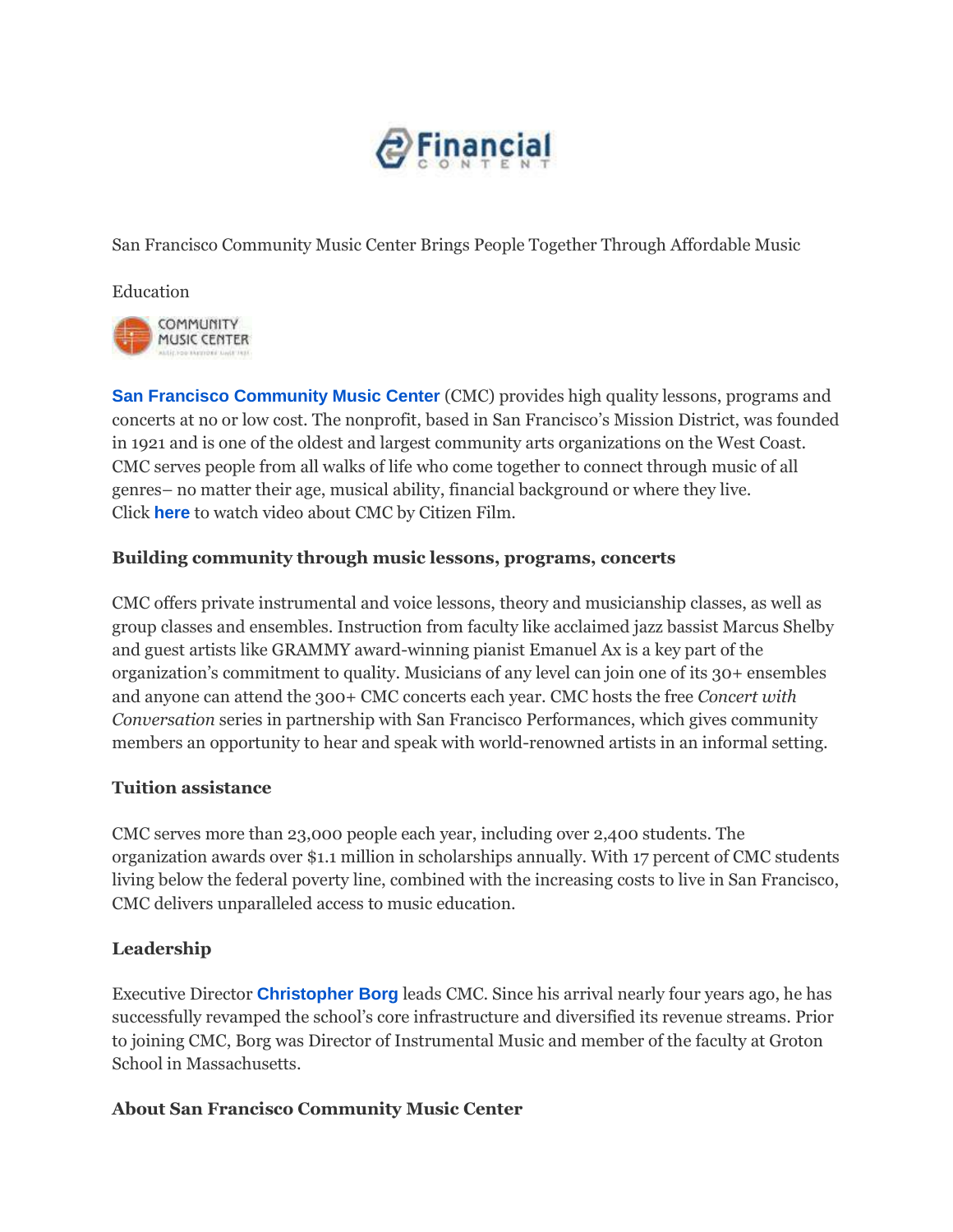San Francisco Community Music Center Brings People Together Through Affordable Music Education

**San Francisco Community Music Center** (CMC) provides high quality lessons, programs and concerts at no or low cost. The nonprofit, based in San Francisco's Mission District, was founded in 1921 and is one of the oldest and largest community arts organizations on the West Coast. CMC serves people from all walks of life who come together to connect through music of all genres– no matter their age, musical ability, financial background or where they live. Click **here** to watch video about CMC by Citizen Film.

### Building community through music lessons, programs, concerts

CMC offers private instrumental and voice lessons, theory and musicianship classes, as well as group classes and ensembles. Instruction from faculty like acclaimed jazz bassist Marcus Shelby and guest artists like GRAMMY award-winning pianist Emanuel Ax is a key part of the organization's commitment to quality. Musicians of any level can join one of its 30+ ensembles and anyone can attend the 300+ CMC concerts each year. CMC hosts the free *Concert with Conversation* series in partnership with San Francisco Performances, which gives community members an opportunity to hear and speak with world-renowned artists in an informal setting.

### Tuition assistance

CMC serves more than 23,000 people each year, including over 2,400 students. The organization awards over $1.1 million in scholarships annually. With 17 percent of CMC students living below the federal poverty line, combined with the increasing costs to live in San Francisco, CMC delivers unparalleled access to music education.

### Leadership

Executive Director **Christopher Borg** leads CMC. Since his arrival nearly four years ago, he has successfully revamped the school's core infrastructure and diversified its revenue streams. Prior to joining CMC, Borg was Director of Instrumental Music and member of the faculty at Groton School in Massachusetts.

### About San Francisco Community Music Center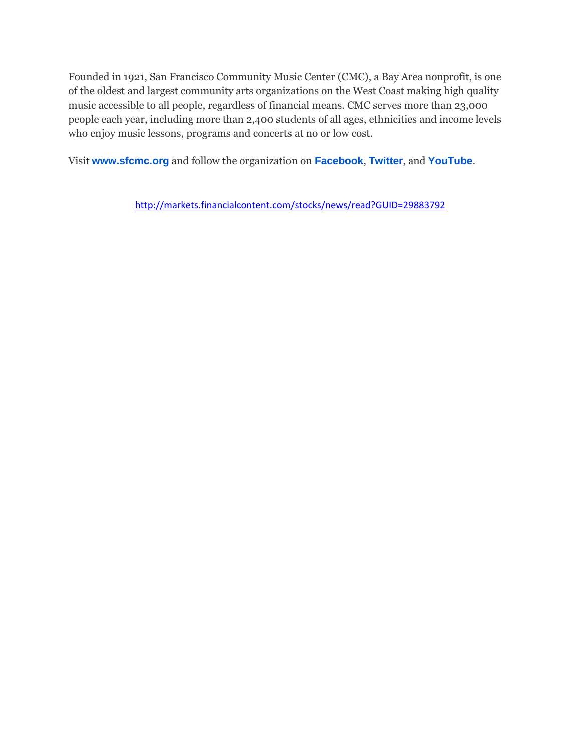Founded in 1921, San Francisco Community Music Center (CMC), a Bay Area nonprofit, is one of the oldest and largest community arts organizations on the West Coast making high quality music accessible to all people, regardless of financial means. CMC serves more than 23,000 people each year, including more than 2,400 students of all ages, ethnicities and income levels who enjoy music lessons, programs and concerts at no or low cost.

Visit **www.sfcmc.org** and follow the organization on **Facebook**, **Twitter**, and **YouTube**.

http://markets.financialcontent.com/stocks/news/read?GUID=29883792